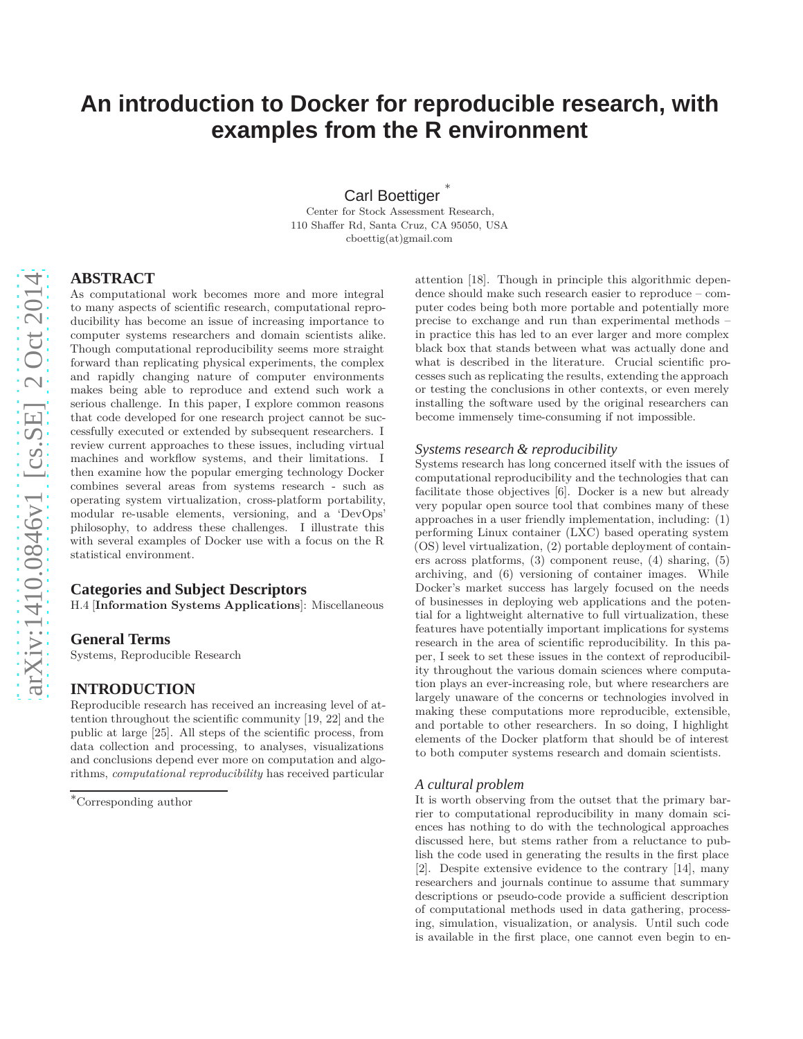# An introduction to Docker for reproducible research, with examples from the R environment

Carl Boettiger [*]

Center for Stock Assessment Research,
110 Shaffer Rd, Santa Cruz, CA 95050, USA
cboettig(at)gmail.com

## ABSTRACT

As computational work becomes more and more integral to many aspects of scientific research, computational reproducibility has become an issue of increasing importance to computer systems researchers and domain scientists alike. Though computational reproducibility seems more straight forward than replicating physical experiments, the complex and rapidly changing nature of computer environments makes being able to reproduce and extend such work a serious challenge. In this paper, I explore common reasons that code developed for one research project cannot be successfully executed or extended by subsequent researchers. I review current approaches to these issues, including virtual machines and workflow systems, and their limitations. I then examine how the popular emerging technology Docker combines several areas from systems research - such as operating system virtualization, cross-platform portability, modular re-usable elements, versioning, and a 'DevOps' philosophy, to address these challenges. I illustrate this with several examples of Docker use with a focus on the R statistical environment.

## Categories and Subject Descriptors

H.4 [**Information Systems Applications**]: Miscellaneous

## General Terms

Systems, Reproducible Research

## INTRODUCTION

Reproducible research has received an increasing level of attention throughout the scientific community [19, 22] and the public at large [25]. All steps of the scientific process, from data collection and processing, to analyses, visualizations and conclusions depend ever more on computation and algorithms, *computational reproducibility* has received particular attention [18]. Though in principle this algorithmic dependence should make such research easier to reproduce – computer codes being both more portable and potentially more precise to exchange and run than experimental methods – in practice this has led to an ever larger and more complex black box that stands between what was actually done and what is described in the literature. Crucial scientific processes such as replicating the results, extending the approach or testing the conclusions in other contexts, or even merely installing the software used by the original researchers can become immensely time-consuming if not impossible.

### *Systems research & reproducibility*

Systems research has long concerned itself with the issues of computational reproducibility and the technologies that can facilitate those objectives [6]. Docker is a new but already very popular open source tool that combines many of these approaches in a user friendly implementation, including: (1) performing Linux container (LXC) based operating system (OS) level virtualization, (2) portable deployment of containers across platforms, (3) component reuse, (4) sharing, (5) archiving, and (6) versioning of container images. While Docker's market success has largely focused on the needs of businesses in deploying web applications and the potential for a lightweight alternative to full virtualization, these features have potentially important implications for systems research in the area of scientific reproducibility. In this paper, I seek to set these issues in the context of reproducibility throughout the various domain sciences where computation plays an ever-increasing role, but where researchers are largely unaware of the concerns or technologies involved in making these computations more reproducible, extensible, and portable to other researchers. In so doing, I highlight elements of the Docker platform that should be of interest to both computer systems research and domain scientists.

### *A cultural problem*

It is worth observing from the outset that the primary barrier to computational reproducibility in many domain sciences has nothing to do with the technological approaches discussed here, but stems rather from a reluctance to publish the code used in generating the results in the first place [2]. Despite extensive evidence to the contrary [14], many researchers and journals continue to assume that summary descriptions or pseudo-code provide a sufficient description of computational methods used in data gathering, processing, simulation, visualization, or analysis. Until such code is available in the first place, one cannot even begin to en-

[*]Corresponding author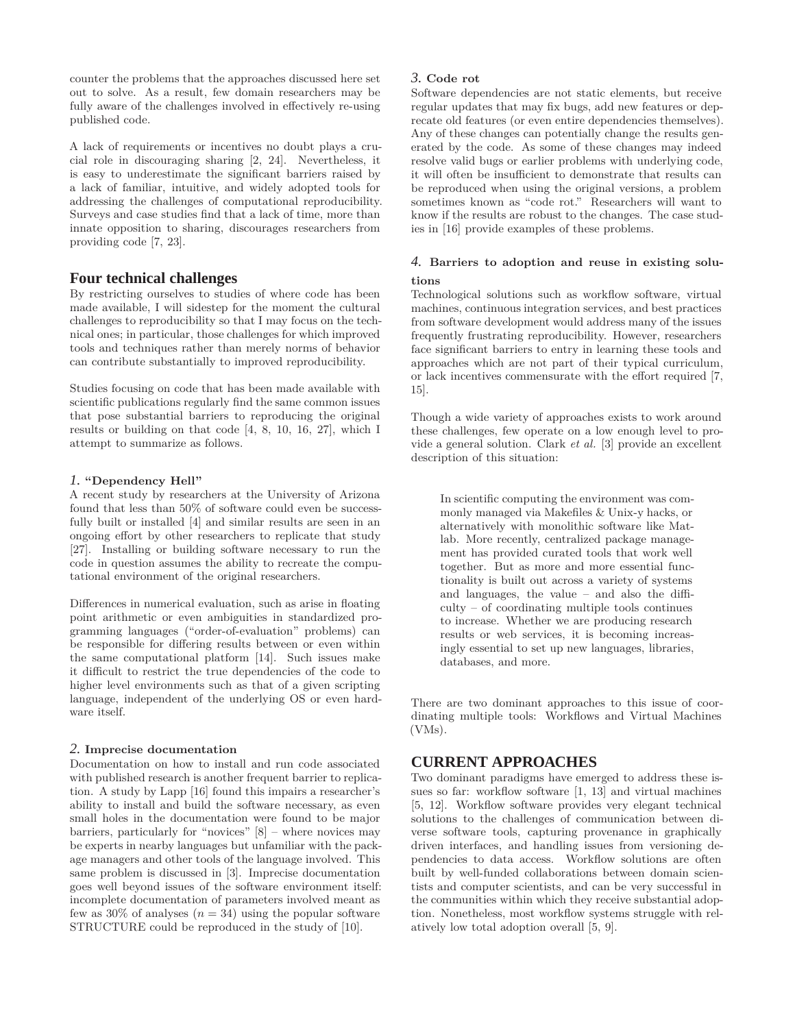counter the problems that the approaches discussed here set out to solve. As a result, few domain researchers may be fully aware of the challenges involved in effectively re-using published code.

A lack of requirements or incentives no doubt plays a crucial role in discouraging sharing [2, 24]. Nevertheless, it is easy to underestimate the significant barriers raised by a lack of familiar, intuitive, and widely adopted tools for addressing the challenges of computational reproducibility. Surveys and case studies find that a lack of time, more than innate opposition to sharing, discourages researchers from providing code [7, 23].

## Four technical challenges

By restricting ourselves to studies of where code has been made available, I will sidestep for the moment the cultural challenges to reproducibility so that I may focus on the technical ones; in particular, those challenges for which improved tools and techniques rather than merely norms of behavior can contribute substantially to improved reproducibility.

Studies focusing on code that has been made available with scientific publications regularly find the same common issues that pose substantial barriers to reproducing the original results or building on that code [4, 8, 10, 16, 27], which I attempt to summarize as follows.

### *1.* "Dependency Hell"

A recent study by researchers at the University of Arizona found that less than 50% of software could even be successfully built or installed [4] and similar results are seen in an ongoing effort by other researchers to replicate that study [27]. Installing or building software necessary to run the code in question assumes the ability to recreate the computational environment of the original researchers.

Differences in numerical evaluation, such as arise in floating point arithmetic or even ambiguities in standardized programming languages ("order-of-evaluation" problems) can be responsible for differing results between or even within the same computational platform [14]. Such issues make it difficult to restrict the true dependencies of the code to higher level environments such as that of a given scripting language, independent of the underlying OS or even hardware itself.

### *2.* Imprecise documentation

Documentation on how to install and run code associated with published research is another frequent barrier to replication. A study by Lapp [16] found this impairs a researcher's ability to install and build the software necessary, as even small holes in the documentation were found to be major barriers, particularly for "novices" [8] – where novices may be experts in nearby languages but unfamiliar with the package managers and other tools of the language involved. This same problem is discussed in [3]. Imprecise documentation goes well beyond issues of the software environment itself: incomplete documentation of parameters involved meant as few as 30% of analyses ($n = 34$) using the popular software STRUCTURE could be reproduced in the study of [10].

### *3.* Code rot

Software dependencies are not static elements, but receive regular updates that may fix bugs, add new features or deprecate old features (or even entire dependencies themselves). Any of these changes can potentially change the results generated by the code. As some of these changes may indeed resolve valid bugs or earlier problems with underlying code, it will often be insufficient to demonstrate that results can be reproduced when using the original versions, a problem sometimes known as "code rot." Researchers will want to know if the results are robust to the changes. The case studies in [16] provide examples of these problems.

### *4.* Barriers to adoption and reuse in existing solutions

Technological solutions such as workflow software, virtual machines, continuous integration services, and best practices from software development would address many of the issues frequently frustrating reproducibility. However, researchers face significant barriers to entry in learning these tools and approaches which are not part of their typical curriculum, or lack incentives commensurate with the effort required [7, 15].

Though a wide variety of approaches exists to work around these challenges, few operate on a low enough level to provide a general solution. Clark *et al.* [3] provide an excellent description of this situation:

> In scientific computing the environment was commonly managed via Makefiles & Unix-y hacks, or alternatively with monolithic software like Matlab. More recently, centralized package management has provided curated tools that work well together. But as more and more essential functionality is built out across a variety of systems and languages, the value – and also the difficulty – of coordinating multiple tools continues to increase. Whether we are producing research results or web services, it is becoming increasingly essential to set up new languages, libraries, databases, and more.

There are two dominant approaches to this issue of coordinating multiple tools: Workflows and Virtual Machines (VMs).

## CURRENT APPROACHES

Two dominant paradigms have emerged to address these issues so far: workflow software [1, 13] and virtual machines [5, 12]. Workflow software provides very elegant technical solutions to the challenges of communication between diverse software tools, capturing provenance in graphically driven interfaces, and handling issues from versioning dependencies to data access. Workflow solutions are often built by well-funded collaborations between domain scientists and computer scientists, and can be very successful in the communities within which they receive substantial adoption. Nonetheless, most workflow systems struggle with relatively low total adoption overall [5, 9].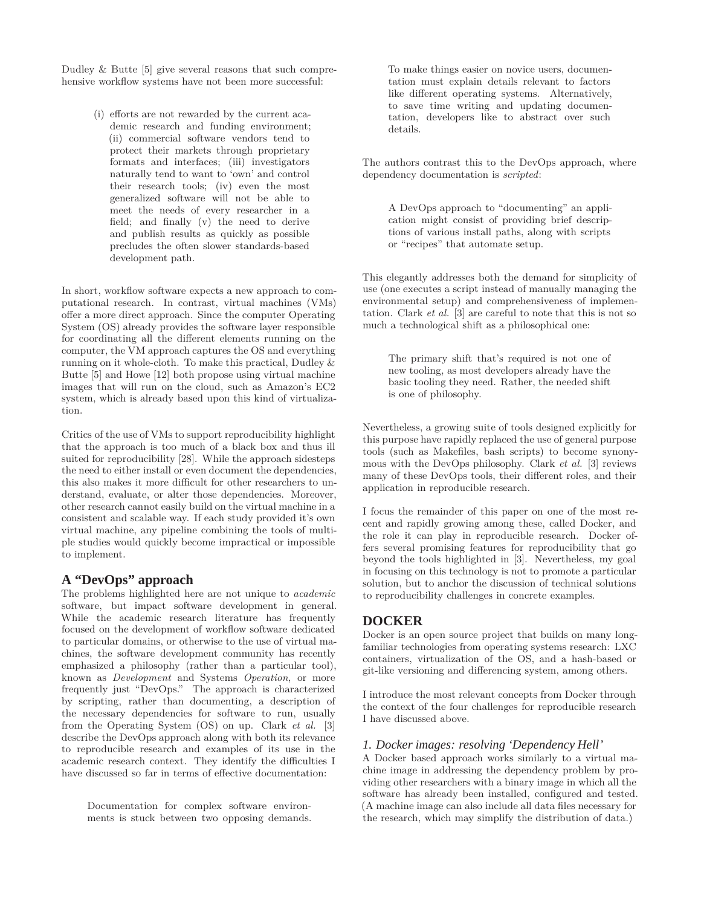Dudley & Butte [5] give several reasons that such comprehensive workflow systems have not been more successful:

> (i) efforts are not rewarded by the current academic research and funding environment; (ii) commercial software vendors tend to protect their markets through proprietary formats and interfaces; (iii) investigators naturally tend to want to 'own' and control their research tools; (iv) even the most generalized software will not be able to meet the needs of every researcher in a field; and finally (v) the need to derive and publish results as quickly as possible precludes the often slower standards-based development path.

In short, workflow software expects a new approach to computational research. In contrast, virtual machines (VMs) offer a more direct approach. Since the computer Operating System (OS) already provides the software layer responsible for coordinating all the different elements running on the computer, the VM approach captures the OS and everything running on it whole-cloth. To make this practical, Dudley & Butte [5] and Howe [12] both propose using virtual machine images that will run on the cloud, such as Amazon's EC2 system, which is already based upon this kind of virtualization.

Critics of the use of VMs to support reproducibility highlight that the approach is too much of a black box and thus ill suited for reproducibility [28]. While the approach sidesteps the need to either install or even document the dependencies, this also makes it more difficult for other researchers to understand, evaluate, or alter those dependencies. Moreover, other research cannot easily build on the virtual machine in a consistent and scalable way. If each study provided it's own virtual machine, any pipeline combining the tools of multiple studies would quickly become impractical or impossible to implement.

## A "DevOps" approach

The problems highlighted here are not unique to *academic* software, but impact software development in general. While the academic research literature has frequently focused on the development of workflow software dedicated to particular domains, or otherwise to the use of virtual machines, the software development community has recently emphasized a philosophy (rather than a particular tool), known as *Development* and Systems *Operation*, or more frequently just "DevOps." The approach is characterized by scripting, rather than documenting, a description of the necessary dependencies for software to run, usually from the Operating System (OS) on up. Clark *et al.* [3] describe the DevOps approach along with both its relevance to reproducible research and examples of its use in the academic research context. They identify the difficulties I have discussed so far in terms of effective documentation:

> Documentation for complex software environments is stuck between two opposing demands. To make things easier on novice users, documentation must explain details relevant to factors like different operating systems. Alternatively, to save time writing and updating documentation, developers like to abstract over such details.

The authors contrast this to the DevOps approach, where dependency documentation is *scripted*:

> A DevOps approach to "documenting" an application might consist of providing brief descriptions of various install paths, along with scripts or "recipes" that automate setup.

This elegantly addresses both the demand for simplicity of use (one executes a script instead of manually managing the environmental setup) and comprehensiveness of implementation. Clark *et al.* [3] are careful to note that this is not so much a technological shift as a philosophical one:

> The primary shift that's required is not one of new tooling, as most developers already have the basic tooling they need. Rather, the needed shift is one of philosophy.

Nevertheless, a growing suite of tools designed explicitly for this purpose have rapidly replaced the use of general purpose tools (such as Makefiles, bash scripts) to become synonymous with the DevOps philosophy. Clark *et al.* [3] reviews many of these DevOps tools, their different roles, and their application in reproducible research.

I focus the remainder of this paper on one of the most recent and rapidly growing among these, called Docker, and the role it can play in reproducible research. Docker offers several promising features for reproducibility that go beyond the tools highlighted in [3]. Nevertheless, my goal in focusing on this technology is not to promote a particular solution, but to anchor the discussion of technical solutions to reproducibility challenges in concrete examples.

## DOCKER

Docker is an open source project that builds on many long-familiar technologies from operating systems research: LXC containers, virtualization of the OS, and a hash-based or git-like versioning and differencing system, among others.

I introduce the most relevant concepts from Docker through the context of the four challenges for reproducible research I have discussed above.

### *1. Docker images: resolving 'Dependency Hell'*

A Docker based approach works similarly to a virtual machine image in addressing the dependency problem by providing other researchers with a binary image in which all the software has already been installed, configured and tested. (A machine image can also include all data files necessary for the research, which may simplify the distribution of data.)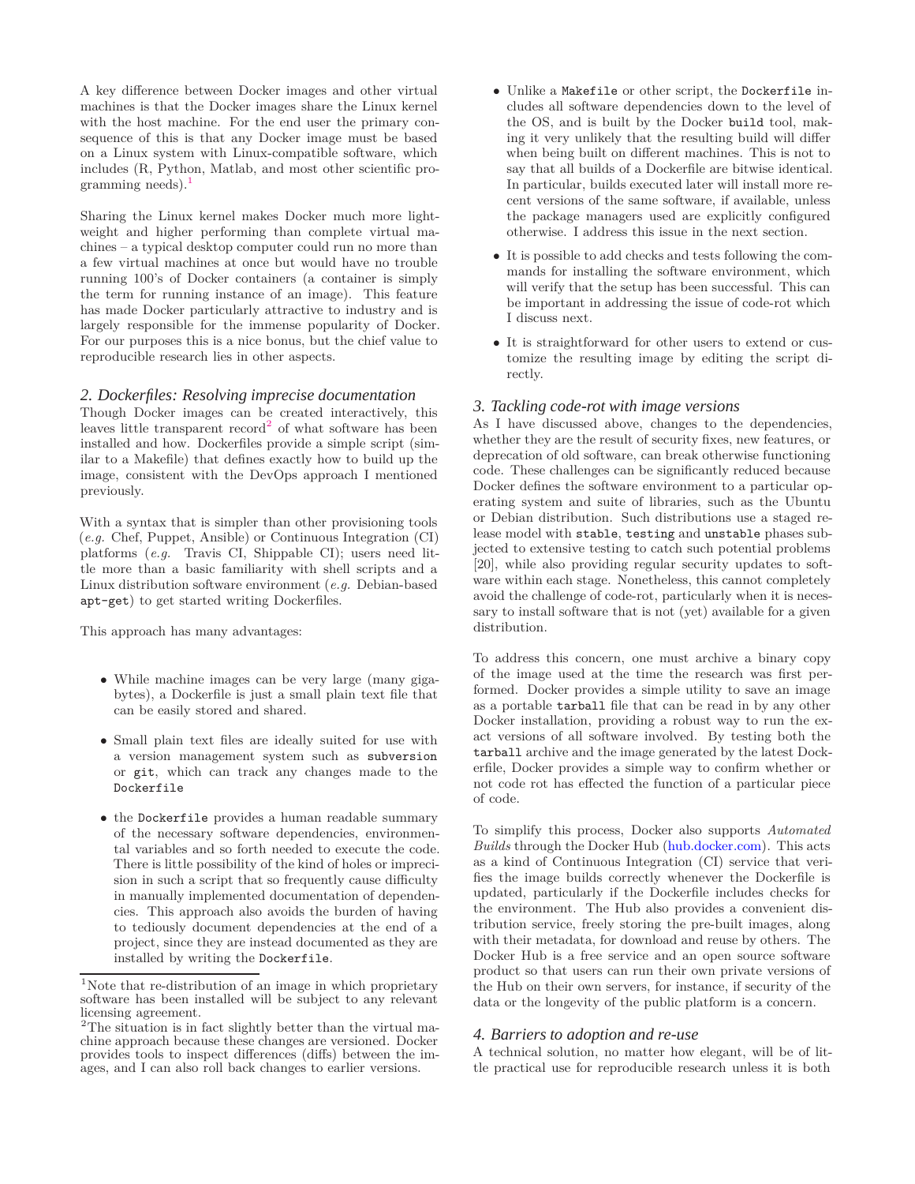A key difference between Docker images and other virtual machines is that the Docker images share the Linux kernel with the host machine. For the end user the primary consequence of this is that any Docker image must be based on a Linux system with Linux-compatible software, which includes (R, Python, Matlab, and most other scientific programming needs).[1]

Sharing the Linux kernel makes Docker much more lightweight and higher performing than complete virtual machines – a typical desktop computer could run no more than a few virtual machines at once but would have no trouble running 100's of Docker containers (a container is simply the term for running instance of an image). This feature has made Docker particularly attractive to industry and is largely responsible for the immense popularity of Docker. For our purposes this is a nice bonus, but the chief value to reproducible research lies in other aspects.

### 2. Dockerfiles: Resolving imprecise documentation

Though Docker images can be created interactively, this leaves little transparent record[2] of what software has been installed and how. Dockerfiles provide a simple script (similar to a Makefile) that defines exactly how to build up the image, consistent with the DevOps approach I mentioned previously.

With a syntax that is simpler than other provisioning tools (*e.g.* Chef, Puppet, Ansible) or Continuous Integration (CI) platforms (*e.g.* Travis CI, Shippable CI); users need little more than a basic familiarity with shell scripts and a Linux distribution software environment (*e.g.* Debian-based `apt-get`) to get started writing Dockerfiles.

This approach has many advantages:

- While machine images can be very large (many gigabytes), a Dockerfile is just a small plain text file that can be easily stored and shared.
- Small plain text files are ideally suited for use with a version management system such as `subversion` or `git`, which can track any changes made to the `Dockerfile`
- the `Dockerfile` provides a human readable summary of the necessary software dependencies, environmental variables and so forth needed to execute the code. There is little possibility of the kind of holes or imprecision in such a script that so frequently cause difficulty in manually implemented documentation of dependencies. This approach also avoids the burden of having to tediously document dependencies at the end of a project, since they are instead documented as they are installed by writing the `Dockerfile`.
- Unlike a `Makefile` or other script, the `Dockerfile` includes all software dependencies down to the level of the OS, and is built by the Docker `build` tool, making it very unlikely that the resulting build will differ when being built on different machines. This is not to say that all builds of a Dockerfile are bitwise identical. In particular, builds executed later will install more recent versions of the same software, if available, unless the package managers used are explicitly configured otherwise. I address this issue in the next section.
- It is possible to add checks and tests following the commands for installing the software environment, which will verify that the setup has been successful. This can be important in addressing the issue of code-rot which I discuss next.
- It is straightforward for other users to extend or customize the resulting image by editing the script directly.

### 3. Tackling code-rot with image versions

As I have discussed above, changes to the dependencies, whether they are the result of security fixes, new features, or deprecation of old software, can break otherwise functioning code. These challenges can be significantly reduced because Docker defines the software environment to a particular operating system and suite of libraries, such as the Ubuntu or Debian distribution. Such distributions use a staged release model with `stable`, `testing` and `unstable` phases subjected to extensive testing to catch such potential problems [20], while also providing regular security updates to software within each stage. Nonetheless, this cannot completely avoid the challenge of code-rot, particularly when it is necessary to install software that is not (yet) available for a given distribution.

To address this concern, one must archive a binary copy of the image used at the time the research was first performed. Docker provides a simple utility to save an image as a portable `tarball` file that can be read in by any other Docker installation, providing a robust way to run the exact versions of all software involved. By testing both the `tarball` archive and the image generated by the latest Dockerfile, Docker provides a simple way to confirm whether or not code rot has effected the function of a particular piece of code.

To simplify this process, Docker also supports *Automated Builds* through the Docker Hub (hub.docker.com). This acts as a kind of Continuous Integration (CI) service that verifies the image builds correctly whenever the Dockerfile is updated, particularly if the Dockerfile includes checks for the environment. The Hub also provides a convenient distribution service, freely storing the pre-built images, along with their metadata, for download and reuse by others. The Docker Hub is a free service and an open source software product so that users can run their own private versions of the Hub on their own servers, for instance, if security of the data or the longevity of the public platform is a concern.

### 4. Barriers to adoption and re-use

A technical solution, no matter how elegant, will be of little practical use for reproducible research unless it is both

---

[1] Note that re-distribution of an image in which proprietary software has been installed will be subject to any relevant licensing agreement.

[2] The situation is in fact slightly better than the virtual machine approach because these changes are versioned. Docker provides tools to inspect differences (diffs) between the images, and I can also roll back changes to earlier versions.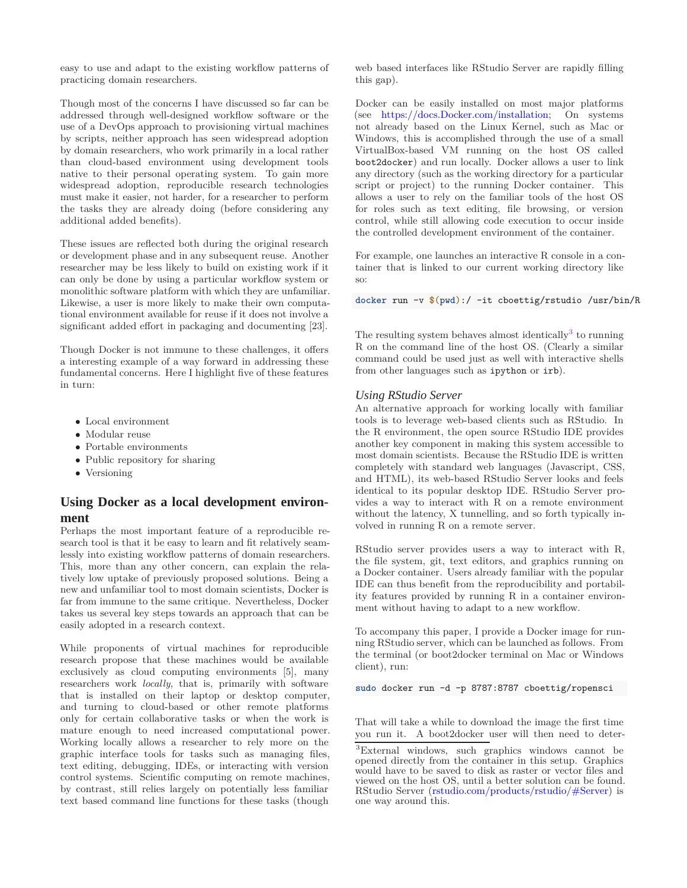easy to use and adapt to the existing workflow patterns of practicing domain researchers.

Though most of the concerns I have discussed so far can be addressed through well-designed workflow software or the use of a DevOps approach to provisioning virtual machines by scripts, neither approach has seen widespread adoption by domain researchers, who work primarily in a local rather than cloud-based environment using development tools native to their personal operating system. To gain more widespread adoption, reproducible research technologies must make it easier, not harder, for a researcher to perform the tasks they are already doing (before considering any additional added benefits).

These issues are reflected both during the original research or development phase and in any subsequent reuse. Another researcher may be less likely to build on existing work if it can only be done by using a particular workflow system or monolithic software platform with which they are unfamiliar. Likewise, a user is more likely to make their own computational environment available for reuse if it does not involve a significant added effort in packaging and documenting [23].

Though Docker is not immune to these challenges, it offers a interesting example of a way forward in addressing these fundamental concerns. Here I highlight five of these features in turn:

- Local environment
- Modular reuse
- Portable environments
- Public repository for sharing
- Versioning

## Using Docker as a local development environment

Perhaps the most important feature of a reproducible research tool is that it be easy to learn and fit relatively seamlessly into existing workflow patterns of domain researchers. This, more than any other concern, can explain the relatively low uptake of previously proposed solutions. Being a new and unfamiliar tool to most domain scientists, Docker is far from immune to the same critique. Nevertheless, Docker takes us several key steps towards an approach that can be easily adopted in a research context.

While proponents of virtual machines for reproducible research propose that these machines would be available exclusively as cloud computing environments [5], many researchers work *locally*, that is, primarily with software that is installed on their laptop or desktop computer, and turning to cloud-based or other remote platforms only for certain collaborative tasks or when the work is mature enough to need increased computational power. Working locally allows a researcher to rely more on the graphic interface tools for tasks such as managing files, text editing, debugging, IDEs, or interacting with version control systems. Scientific computing on remote machines, by contrast, still relies largely on potentially less familiar text based command line functions for these tasks (though web based interfaces like RStudio Server are rapidly filling this gap).

Docker can be easily installed on most major platforms (see https://docs.Docker.com/installation; On systems not already based on the Linux Kernel, such as Mac or Windows, this is accomplished through the use of a small VirtualBox-based VM running on the host OS called `boot2docker`) and run locally. Docker allows a user to link any directory (such as the working directory for a particular script or project) to the running Docker container. This allows a user to rely on the familiar tools of the host OS for roles such as text editing, file browsing, or version control, while still allowing code execution to occur inside the controlled development environment of the container.

For example, one launches an interactive R console in a container that is linked to our current working directory like so:

```
docker run -v $(pwd):/ -it cboettig/rstudio /usr/bin/R
```

The resulting system behaves almost identically[3] to running R on the command line of the host OS. (Clearly a similar command could be used just as well with interactive shells from other languages such as `ipython` or `irb`).

### *Using RStudio Server*

An alternative approach for working locally with familiar tools is to leverage web-based clients such as RStudio. In the R environment, the open source RStudio IDE provides another key component in making this system accessible to most domain scientists. Because the RStudio IDE is written completely with standard web languages (Javascript, CSS, and HTML), its web-based RStudio Server looks and feels identical to its popular desktop IDE. RStudio Server provides a way to interact with R on a remote environment without the latency, X tunnelling, and so forth typically involved in running R on a remote server.

RStudio server provides users a way to interact with R, the file system, git, text editors, and graphics running on a Docker container. Users already familiar with the popular IDE can thus benefit from the reproducibility and portability features provided by running R in a container environment without having to adapt to a new workflow.

To accompany this paper, I provide a Docker image for running RStudio server, which can be launched as follows. From the terminal (or boot2docker terminal on Mac or Windows client), run:

```
sudo docker run -d -p 8787:8787 cboettig/ropensci
```

That will take a while to download the image the first time you run it. A boot2docker user will then need to deter-

[3] External windows, such graphics windows cannot be opened directly from the container in this setup. Graphics would have to be saved to disk as raster or vector files and viewed on the host OS, until a better solution can be found. RStudio Server (rstudio.com/products/rstudio/#Server) is one way around this.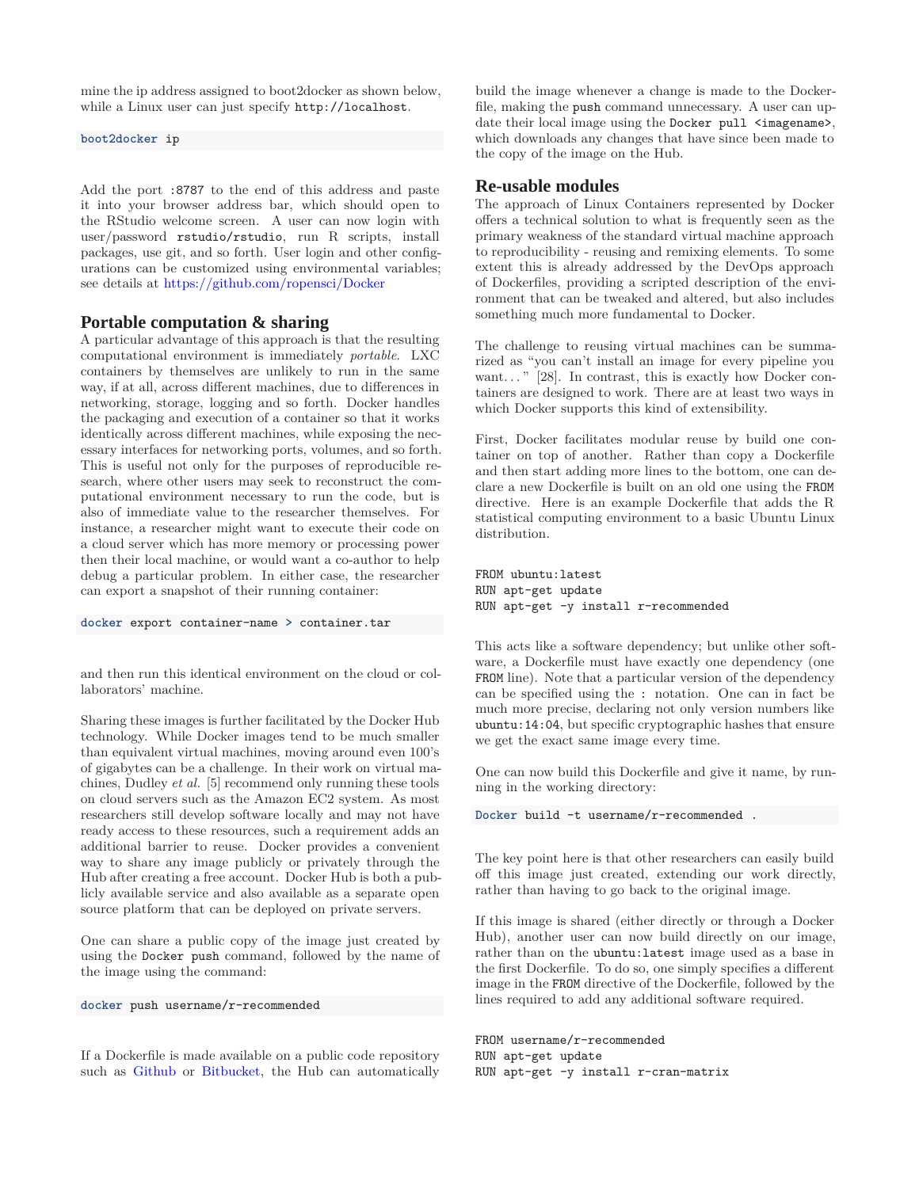mine the ip address assigned to boot2docker as shown below, while a Linux user can just specify `http://localhost`.

```
boot2docker ip
```

Add the port `:8787` to the end of this address and paste it into your browser address bar, which should open to the RStudio welcome screen. A user can now login with user/password `rstudio/rstudio`, run R scripts, install packages, use git, and so forth. User login and other configurations can be customized using environmental variables; see details at https://github.com/ropensci/Docker

## Portable computation & sharing

A particular advantage of this approach is that the resulting computational environment is immediately *portable*. LXC containers by themselves are unlikely to run in the same way, if at all, across different machines, due to differences in networking, storage, logging and so forth. Docker handles the packaging and execution of a container so that it works identically across different machines, while exposing the necessary interfaces for networking ports, volumes, and so forth. This is useful not only for the purposes of reproducible research, where other users may seek to reconstruct the computational environment necessary to run the code, but is also of immediate value to the researcher themselves. For instance, a researcher might want to execute their code on a cloud server which has more memory or processing power then their local machine, or would want a co-author to help debug a particular problem. In either case, the researcher can export a snapshot of their running container:

```
docker export container-name > container.tar
```

and then run this identical environment on the cloud or collaborators' machine.

Sharing these images is further facilitated by the Docker Hub technology. While Docker images tend to be much smaller than equivalent virtual machines, moving around even 100's of gigabytes can be a challenge. In their work on virtual machines, Dudley *et al.* [5] recommend only running these tools on cloud servers such as the Amazon EC2 system. As most researchers still develop software locally and may not have ready access to these resources, such a requirement adds an additional barrier to reuse. Docker provides a convenient way to share any image publicly or privately through the Hub after creating a free account. Docker Hub is both a publicly available service and also available as a separate open source platform that can be deployed on private servers.

One can share a public copy of the image just created by using the `Docker push` command, followed by the name of the image using the command:

```
docker push username/r-recommended
```

If a Dockerfile is made available on a public code repository such as Github or Bitbucket, the Hub can automatically build the image whenever a change is made to the Dockerfile, making the `push` command unnecessary. A user can update their local image using the `Docker pull <imagename>`, which downloads any changes that have since been made to the copy of the image on the Hub.

## Re-usable modules

The approach of Linux Containers represented by Docker offers a technical solution to what is frequently seen as the primary weakness of the standard virtual machine approach to reproducibility - reusing and remixing elements. To some extent this is already addressed by the DevOps approach of Dockerfiles, providing a scripted description of the environment that can be tweaked and altered, but also includes something much more fundamental to Docker.

The challenge to reusing virtual machines can be summarized as "you can't install an image for every pipeline you want..." [28]. In contrast, this is exactly how Docker containers are designed to work. There are at least two ways in which Docker supports this kind of extensibility.

First, Docker facilitates modular reuse by build one container on top of another. Rather than copy a Dockerfile and then start adding more lines to the bottom, one can declare a new Dockerfile is built on an old one using the `FROM` directive. Here is an example Dockerfile that adds the R statistical computing environment to a basic Ubuntu Linux distribution.

```
FROM ubuntu:latest
RUN apt-get update
RUN apt-get -y install r-recommended
```

This acts like a software dependency; but unlike other software, a Dockerfile must have exactly one dependency (one `FROM` line). Note that a particular version of the dependency can be specified using the `:` notation. One can in fact be much more precise, declaring not only version numbers like `ubuntu:14:04`, but specific cryptographic hashes that ensure we get the exact same image every time.

One can now build this Dockerfile and give it name, by running in the working directory:

```
Docker build -t username/r-recommended .
```

The key point here is that other researchers can easily build off this image just created, extending our work directly, rather than having to go back to the original image.

If this image is shared (either directly or through a Docker Hub), another user can now build directly on our image, rather than on the `ubuntu:latest` image used as a base in the first Dockerfile. To do so, one simply specifies a different image in the `FROM` directive of the Dockerfile, followed by the lines required to add any additional software required.

```
FROM username/r-recommended
RUN apt-get update
RUN apt-get -y install r-cran-matrix
```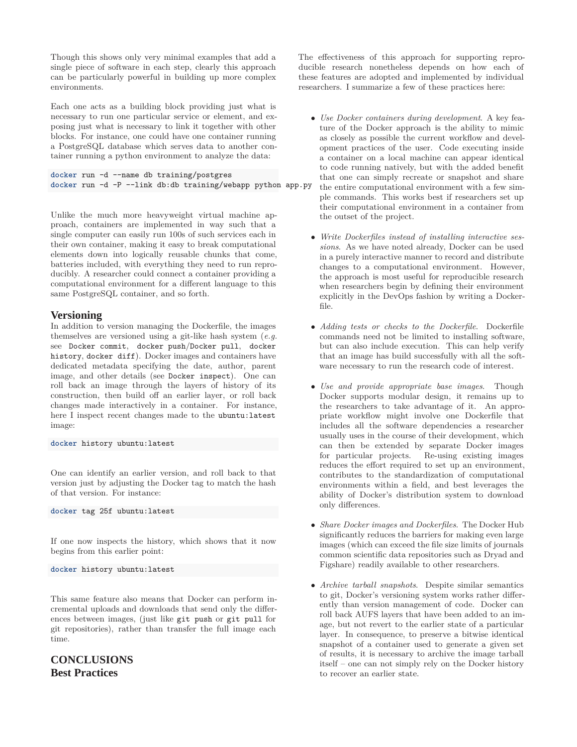Though this shows only very minimal examples that add a single piece of software in each step, clearly this approach can be particularly powerful in building up more complex environments.

Each one acts as a building block providing just what is necessary to run one particular service or element, and exposing just what is necessary to link it together with other blocks. For instance, one could have one container running a PostgreSQL database which serves data to another container running a python environment to analyze the data:

```
docker run -d --name db training/postgres
docker run -d -P --link db:db training/webapp python app.py
```

Unlike the much more heavyweight virtual machine approach, containers are implemented in way such that a single computer can easily run 100s of such services each in their own container, making it easy to break computational elements down into logically reusable chunks that come, batteries included, with everything they need to run reproducibly. A researcher could connect a container providing a computational environment for a different language to this same PostgreSQL container, and so forth.

## Versioning

In addition to version managing the Dockerfile, the images themselves are versioned using a git-like hash system (*e.g.* see `Docker commit`, `docker push`/`Docker pull`, `docker history`, `docker diff`). Docker images and containers have dedicated metadata specifying the date, author, parent image, and other details (see `Docker inspect`). One can roll back an image through the layers of history of its construction, then build off an earlier layer, or roll back changes made interactively in a container. For instance, here I inspect recent changes made to the `ubuntu:latest` image:

```
docker history ubuntu:latest
```

One can identify an earlier version, and roll back to that version just by adjusting the Docker tag to match the hash of that version. For instance:

```
docker tag 25f ubuntu:latest
```

If one now inspects the history, which shows that it now begins from this earlier point:

```
docker history ubuntu:latest
```

This same feature also means that Docker can perform incremental uploads and downloads that send only the differences between images, (just like `git push` or `git pull` for git repositories), rather than transfer the full image each time.

# CONCLUSIONS

## Best Practices

The effectiveness of this approach for supporting reproducible research nonetheless depends on how each of these features are adopted and implemented by individual researchers. I summarize a few of these practices here:

- *Use Docker containers during development*. A key feature of the Docker approach is the ability to mimic as closely as possible the current workflow and development practices of the user. Code executing inside a container on a local machine can appear identical to code running natively, but with the added benefit that one can simply recreate or snapshot and share the entire computational environment with a few simple commands. This works best if researchers set up their computational environment in a container from the outset of the project.

- *Write Dockerfiles instead of installing interactive sessions*. As we have noted already, Docker can be used in a purely interactive manner to record and distribute changes to a computational environment. However, the approach is most useful for reproducible research when researchers begin by defining their environment explicitly in the DevOps fashion by writing a Dockerfile.

- *Adding tests or checks to the Dockerfile*. Dockerfile commands need not be limited to installing software, but can also include execution. This can help verify that an image has build successfully with all the software necessary to run the research code of interest.

- *Use and provide appropriate base images*. Though Docker supports modular design, it remains up to the researchers to take advantage of it. An appropriate workflow might involve one Dockerfile that includes all the software dependencies a researcher usually uses in the course of their development, which can then be extended by separate Docker images for particular projects. Re-using existing images reduces the effort required to set up an environment, contributes to the standardization of computational environments within a field, and best leverages the ability of Docker's distribution system to download only differences.

- *Share Docker images and Dockerfiles*. The Docker Hub significantly reduces the barriers for making even large images (which can exceed the file size limits of journals common scientific data repositories such as Dryad and Figshare) readily available to other researchers.

- *Archive tarball snapshots*. Despite similar semantics to git, Docker's versioning system works rather differently than version management of code. Docker can roll back AUFS layers that have been added to an image, but not revert to the earlier state of a particular layer. In consequence, to preserve a bitwise identical snapshot of a container used to generate a given set of results, it is necessary to archive the image tarball itself – one can not simply rely on the Docker history to recover an earlier state.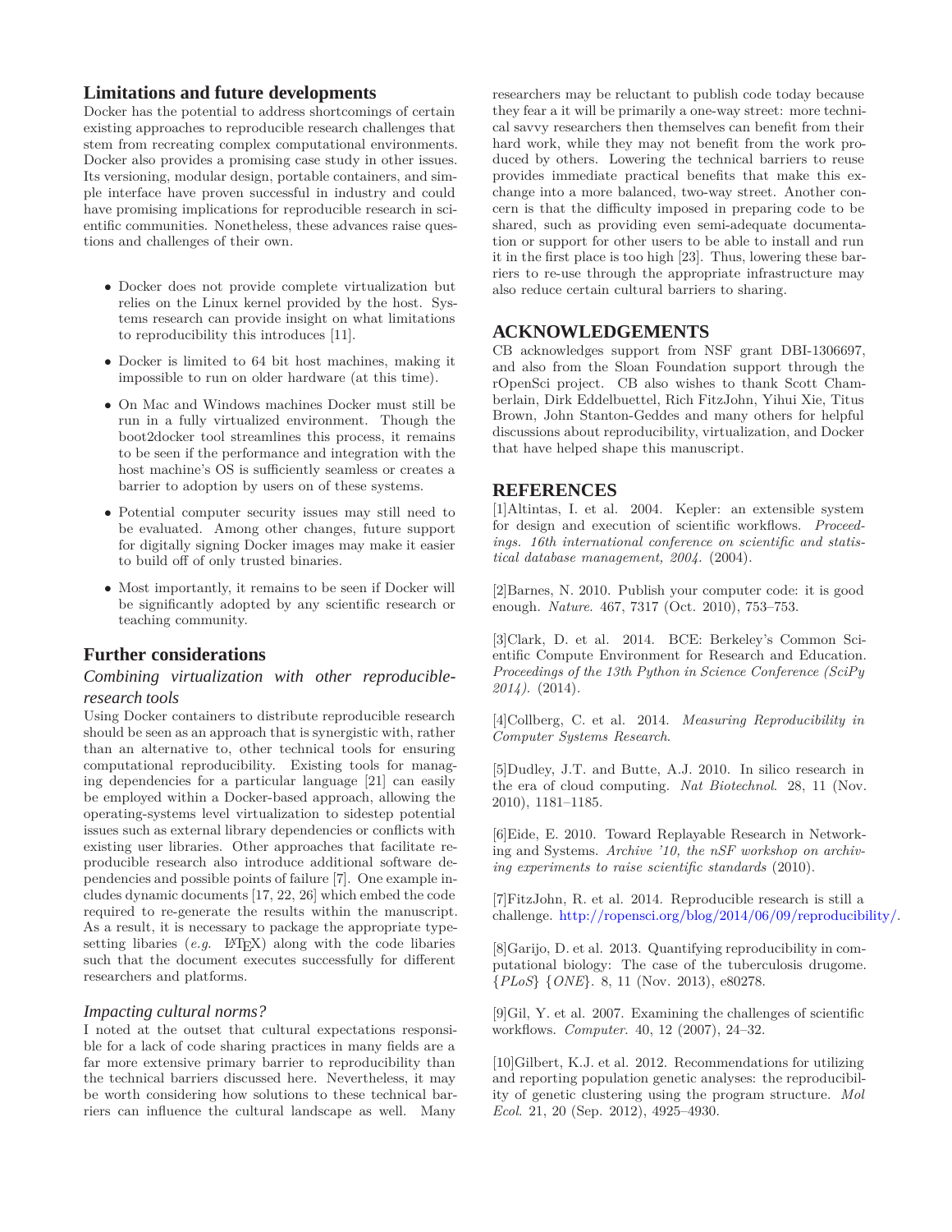## Limitations and future developments

Docker has the potential to address shortcomings of certain existing approaches to reproducible research challenges that stem from recreating complex computational environments. Docker also provides a promising case study in other issues. Its versioning, modular design, portable containers, and simple interface have proven successful in industry and could have promising implications for reproducible research in scientific communities. Nonetheless, these advances raise questions and challenges of their own.

- Docker does not provide complete virtualization but relies on the Linux kernel provided by the host. Systems research can provide insight on what limitations to reproducibility this introduces [11].
- Docker is limited to 64 bit host machines, making it impossible to run on older hardware (at this time).
- On Mac and Windows machines Docker must still be run in a fully virtualized environment. Though the boot2docker tool streamlines this process, it remains to be seen if the performance and integration with the host machine's OS is sufficiently seamless or creates a barrier to adoption by users on of these systems.
- Potential computer security issues may still need to be evaluated. Among other changes, future support for digitally signing Docker images may make it easier to build off of only trusted binaries.
- Most importantly, it remains to be seen if Docker will be significantly adopted by any scientific research or teaching community.

## Further considerations

### *Combining virtualization with other reproducible-research tools*

Using Docker containers to distribute reproducible research should be seen as an approach that is synergistic with, rather than an alternative to, other technical tools for ensuring computational reproducibility. Existing tools for managing dependencies for a particular language [21] can easily be employed within a Docker-based approach, allowing the operating-systems level virtualization to sidestep potential issues such as external library dependencies or conflicts with existing user libraries. Other approaches that facilitate reproducible research also introduce additional software dependencies and possible points of failure [7]. One example includes dynamic documents [17, 22, 26] which embed the code required to re-generate the results within the manuscript. As a result, it is necessary to package the appropriate typesetting libaries (*e.g.* LaTeX) along with the code libaries such that the document executes successfully for different researchers and platforms.

### *Impacting cultural norms?*

I noted at the outset that cultural expectations responsible for a lack of code sharing practices in many fields are a far more extensive primary barrier to reproducibility than the technical barriers discussed here. Nevertheless, it may be worth considering how solutions to these technical barriers can influence the cultural landscape as well. Many researchers may be reluctant to publish code today because they fear a it will be primarily a one-way street: more technical savvy researchers then themselves can benefit from their hard work, while they may not benefit from the work produced by others. Lowering the technical barriers to reuse provides immediate practical benefits that make this exchange into a more balanced, two-way street. Another concern is that the difficulty imposed in preparing code to be shared, such as providing even semi-adequate documentation or support for other users to be able to install and run it in the first place is too high [23]. Thus, lowering these barriers to re-use through the appropriate infrastructure may also reduce certain cultural barriers to sharing.

## ACKNOWLEDGEMENTS

CB acknowledges support from NSF grant DBI-1306697, and also from the Sloan Foundation support through the rOpenSci project. CB also wishes to thank Scott Chamberlain, Dirk Eddelbuettel, Rich FitzJohn, Yihui Xie, Titus Brown, John Stanton-Geddes and many others for helpful discussions about reproducibility, virtualization, and Docker that have helped shape this manuscript.

## REFERENCES

[1]Altintas, I. et al. 2004. Kepler: an extensible system for design and execution of scientific workflows. *Proceedings. 16th international conference on scientific and statistical database management, 2004.* (2004).

[2]Barnes, N. 2010. Publish your computer code: it is good enough. *Nature*. 467, 7317 (Oct. 2010), 753–753.

[3]Clark, D. et al. 2014. BCE: Berkeley's Common Scientific Compute Environment for Research and Education. *Proceedings of the 13th Python in Science Conference (SciPy 2014).* (2014).

[4]Collberg, C. et al. 2014. *Measuring Reproducibility in Computer Systems Research*.

[5]Dudley, J.T. and Butte, A.J. 2010. In silico research in the era of cloud computing. *Nat Biotechnol*. 28, 11 (Nov. 2010), 1181–1185.

[6]Eide, E. 2010. Toward Replayable Research in Networking and Systems. *Archive '10, the nSF workshop on archiving experiments to raise scientific standards* (2010).

[7]FitzJohn, R. et al. 2014. Reproducible research is still a challenge. http://ropensci.org/blog/2014/06/09/reproducibility/.

[8]Garijo, D. et al. 2013. Quantifying reproducibility in computational biology: The case of the tuberculosis drugome. {*PLoS*} {*ONE*}. 8, 11 (Nov. 2013), e80278.

[9]Gil, Y. et al. 2007. Examining the challenges of scientific workflows. *Computer*. 40, 12 (2007), 24–32.

[10]Gilbert, K.J. et al. 2012. Recommendations for utilizing and reporting population genetic analyses: the reproducibility of genetic clustering using the program structure. *Mol Ecol*. 21, 20 (Sep. 2012), 4925–4930.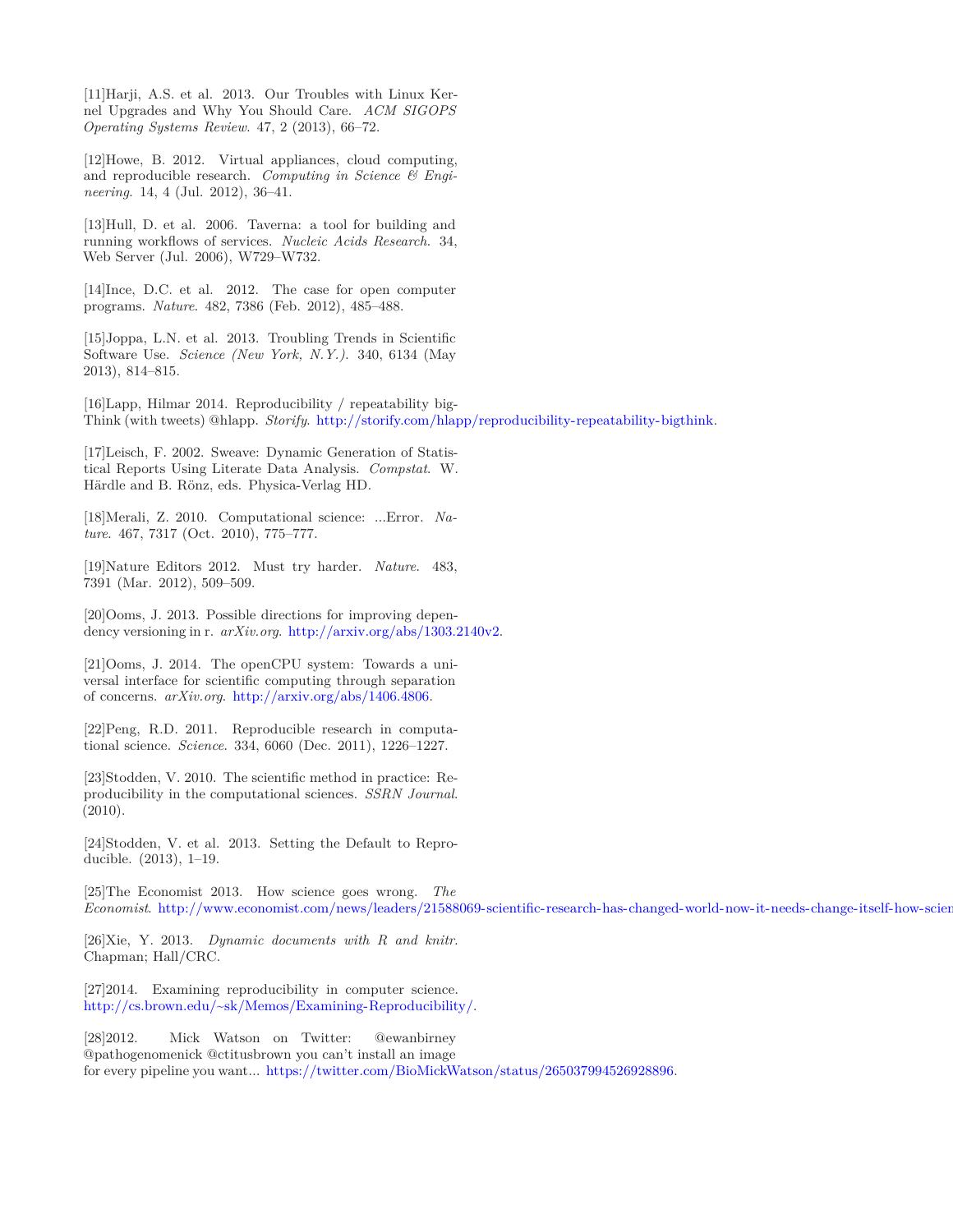[11]Harji, A.S. et al. 2013. Our Troubles with Linux Kernel Upgrades and Why You Should Care. *ACM SIGOPS Operating Systems Review*. 47, 2 (2013), 66–72.

[12]Howe, B. 2012. Virtual appliances, cloud computing, and reproducible research. *Computing in Science & Engineering*. 14, 4 (Jul. 2012), 36–41.

[13]Hull, D. et al. 2006. Taverna: a tool for building and running workflows of services. *Nucleic Acids Research*. 34, Web Server (Jul. 2006), W729–W732.

[14]Ince, D.C. et al. 2012. The case for open computer programs. *Nature*. 482, 7386 (Feb. 2012), 485–488.

[15]Joppa, L.N. et al. 2013. Troubling Trends in Scientific Software Use. *Science (New York, N.Y.)*. 340, 6134 (May 2013), 814–815.

[16]Lapp, Hilmar 2014. Reproducibility / repeatability bigThink (with tweets) @hlapp. *Storify*. http://storify.com/hlapp/reproducibility-repeatability-bigthink.

[17]Leisch, F. 2002. Sweave: Dynamic Generation of Statistical Reports Using Literate Data Analysis. *Compstat*. W. Härdle and B. Rönz, eds. Physica-Verlag HD.

[18]Merali, Z. 2010. Computational science: ...Error. *Nature*. 467, 7317 (Oct. 2010), 775–777.

[19]Nature Editors 2012. Must try harder. *Nature*. 483, 7391 (Mar. 2012), 509–509.

[20]Ooms, J. 2013. Possible directions for improving dependency versioning in r. *arXiv.org*. http://arxiv.org/abs/1303.2140v2.

[21]Ooms, J. 2014. The openCPU system: Towards a universal interface for scientific computing through separation of concerns. *arXiv.org*. http://arxiv.org/abs/1406.4806.

[22]Peng, R.D. 2011. Reproducible research in computational science. *Science*. 334, 6060 (Dec. 2011), 1226–1227.

[23]Stodden, V. 2010. The scientific method in practice: Reproducibility in the computational sciences. *SSRN Journal*. (2010).

[24]Stodden, V. et al. 2013. Setting the Default to Reproducible. (2013), 1–19.

[25]The Economist 2013. How science goes wrong. *The Economist*. http://www.economist.com/news/leaders/21588069-scientific-research-has-changed-world-now-it-needs-change-itself-how-scien

[26]Xie, Y. 2013. *Dynamic documents with R and knitr*. Chapman; Hall/CRC.

[27]2014. Examining reproducibility in computer science. http://cs.brown.edu/~sk/Memos/Examining-Reproducibility/.

[28]2012. Mick Watson on Twitter: @ewanbirney @pathogenomenick @ctitusbrown you can't install an image for every pipeline you want... https://twitter.com/BioMickWatson/status/265037994526928896.